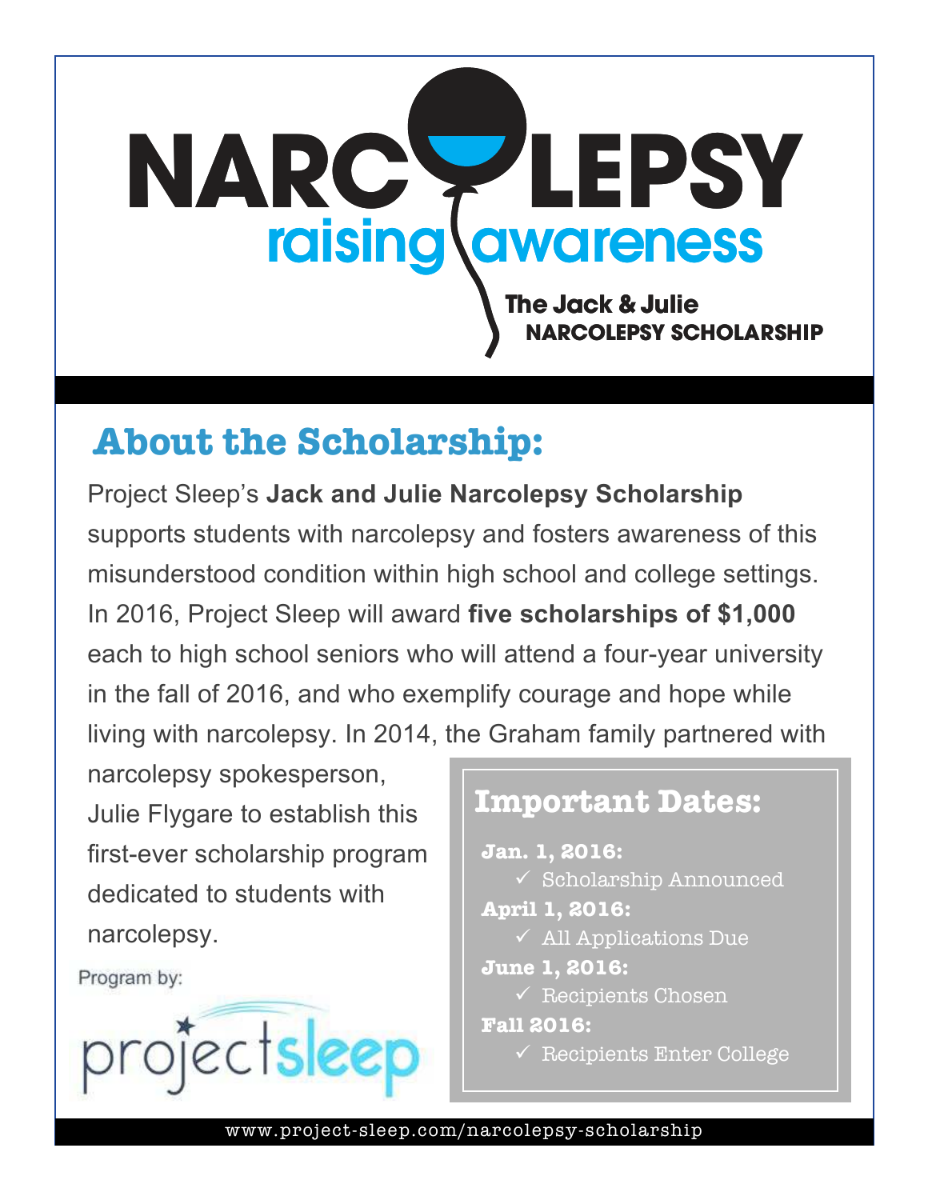# NARCOLEPSY

## raising awareness

**The Jack & Julie NARCOLEPSY SCHOLARSHIP**

## About the Scholarship:

Project Sleep's **Jack and Julie Narcolepsy Scholarship** supports students with narcolepsy and fosters awareness of this misunderstood condition within high school and college settings. In 2016, Project Sleep will award **five scholarships of $1,000** each to high school seniors who will attend a four-year university in the fall of 2016, and who exemplify courage and hope while living with narcolepsy. In 2014, the Graham family partnered with narcolepsy spokesperson, Julie Flygare to establish this first-ever scholarship program dedicated to students with narcolepsy.

### Important Dates:

**Jan. 1, 2016:**
- ✓ Scholarship Announced

**April 1, 2016:**
- ✓ All Applications Due

**June 1, 2016:**
- ✓ Recipients Chosen

**Fall 2016:**
- ✓ Recipients Enter College

Program by:

projectsleep

www.project-sleep.com/narcolepsy-scholarship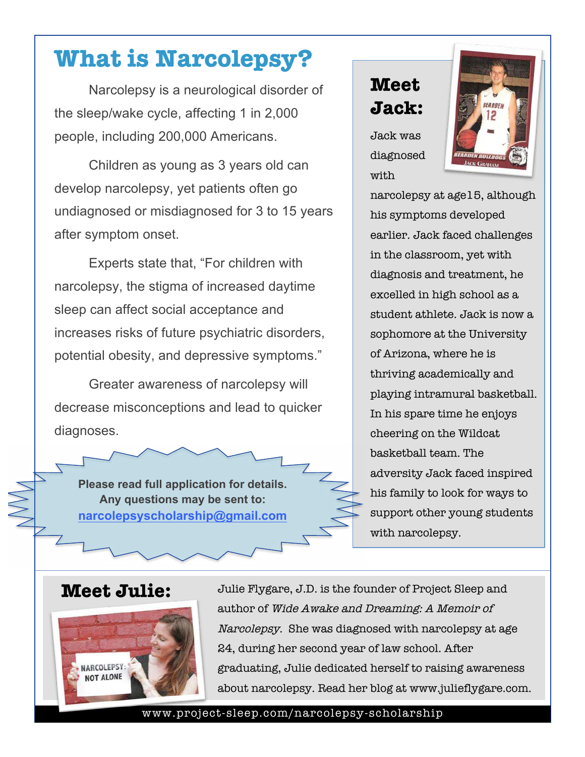# What is Narcolepsy?

Narcolepsy is a neurological disorder of the sleep/wake cycle, affecting 1 in 2,000 people, including 200,000 Americans.

Children as young as 3 years old can develop narcolepsy, yet patients often go undiagnosed or misdiagnosed for 3 to 15 years after symptom onset.

Experts state that, "For children with narcolepsy, the stigma of increased daytime sleep can affect social acceptance and increases risks of future psychiatric disorders, potential obesity, and depressive symptoms."

Greater awareness of narcolepsy will decrease misconceptions and lead to quicker diagnoses.

**Please read full application for details.**
**Any questions may be sent to:**
**narcolepsyscholarship@gmail.com**

## Meet Jack:

Jack was diagnosed with narcolepsy at age15, although his symptoms developed earlier. Jack faced challenges in the classroom, yet with diagnosis and treatment, he excelled in high school as a student athlete. Jack is now a sophomore at the University of Arizona, where he is thriving academically and playing intramural basketball. In his spare time he enjoys cheering on the Wildcat basketball team. The adversity Jack faced inspired his family to look for ways to support other young students with narcolepsy.

## Meet Julie:

Julie Flygare, J.D. is the founder of Project Sleep and author of *Wide Awake and Dreaming: A Memoir of Narcolepsy*. She was diagnosed with narcolepsy at age 24, during her second year of law school. After graduating, Julie dedicated herself to raising awareness about narcolepsy. Read her blog at www.julieflygare.com.

www.project-sleep.com/narcolepsy-scholarship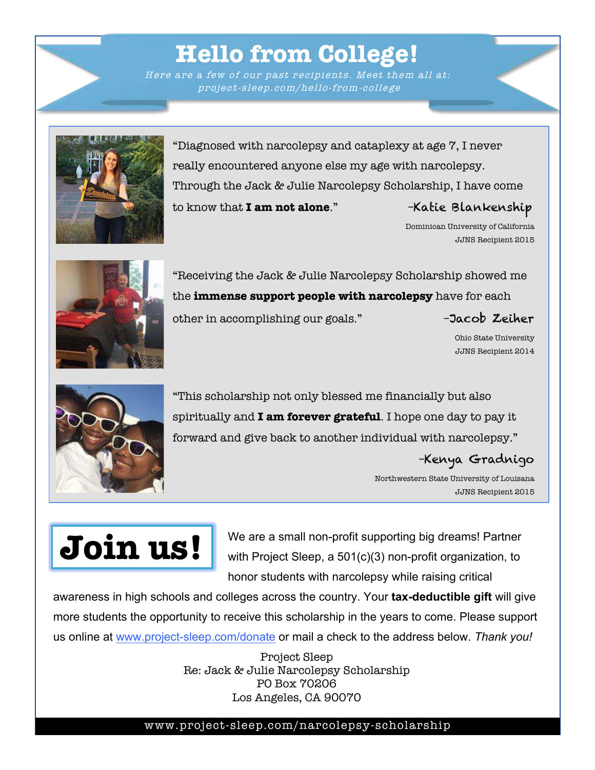# Hello from College!

*Here are a few of our past recipients. Meet them all at: project-sleep.com/hello-from-college*

"Diagnosed with narcolepsy and cataplexy at age 7, I never really encountered anyone else my age with narcolepsy. Through the Jack & Julie Narcolepsy Scholarship, I have come to know that **I am not alone**."

-Katie Blankenship
Dominican University of California
JJNS Recipient 2015

"Receiving the Jack & Julie Narcolepsy Scholarship showed me the **immense support people with narcolepsy** have for each other in accomplishing our goals."

-Jacob Zeiher
Ohio State University
JJNS Recipient 2014

"This scholarship not only blessed me financially but also spiritually and **I am forever grateful**. I hope one day to pay it forward and give back to another individual with narcolepsy."

-Kenya Gradnigo
Northwestern State University of Louisana
JJNS Recipient 2015

## Join us!

We are a small non-profit supporting big dreams! Partner with Project Sleep, a 501(c)(3) non-profit organization, to honor students with narcolepsy while raising critical awareness in high schools and colleges across the country. Your **tax-deductible gift** will give more students the opportunity to receive this scholarship in the years to come. Please support us online at www.project-sleep.com/donate or mail a check to the address below. *Thank you!*

Project Sleep
Re: Jack & Julie Narcolepsy Scholarship
PO Box 70206
Los Angeles, CA 90070

www.project-sleep.com/narcolepsy-scholarship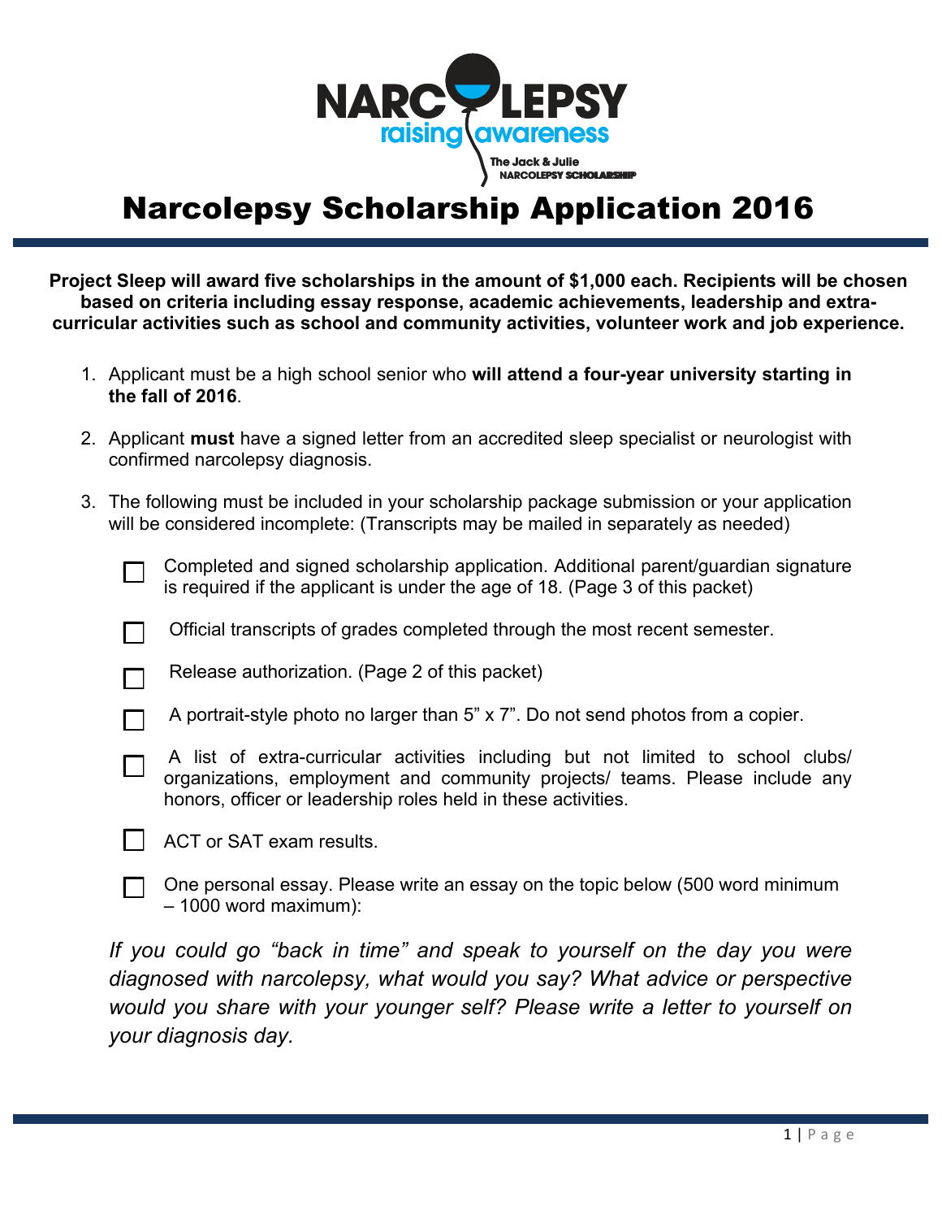NARCOLEPSY

raising awareness

The Jack & Julie
NARCOLEPSY SCHOLARSHIP

# Narcolepsy Scholarship Application 2016

**Project Sleep will award five scholarships in the amount of $1,000 each. Recipients will be chosen based on criteria including essay response, academic achievements, leadership and extra-curricular activities such as school and community activities, volunteer work and job experience.**

1. Applicant must be a high school senior who **will attend a four-year university starting in the fall of 2016**.
2. Applicant **must** have a signed letter from an accredited sleep specialist or neurologist with confirmed narcolepsy diagnosis.
3. The following must be included in your scholarship package submission or your application will be considered incomplete: (Transcripts may be mailed in separately as needed)

   - ☐ Completed and signed scholarship application. Additional parent/guardian signature is required if the applicant is under the age of 18. (Page 3 of this packet)
   - ☐ Official transcripts of grades completed through the most recent semester.
   - ☐ Release authorization. (Page 2 of this packet)
   - ☐ A portrait-style photo no larger than 5" x 7". Do not send photos from a copier.
   - ☐ A list of extra-curricular activities including but not limited to school clubs/ organizations, employment and community projects/ teams. Please include any honors, officer or leadership roles held in these activities.
   - ☐ ACT or SAT exam results.
   - ☐ One personal essay. Please write an essay on the topic below (500 word minimum – 1000 word maximum):

*If you could go "back in time" and speak to yourself on the day you were diagnosed with narcolepsy, what would you say? What advice or perspective would you share with your younger self? Please write a letter to yourself on your diagnosis day.*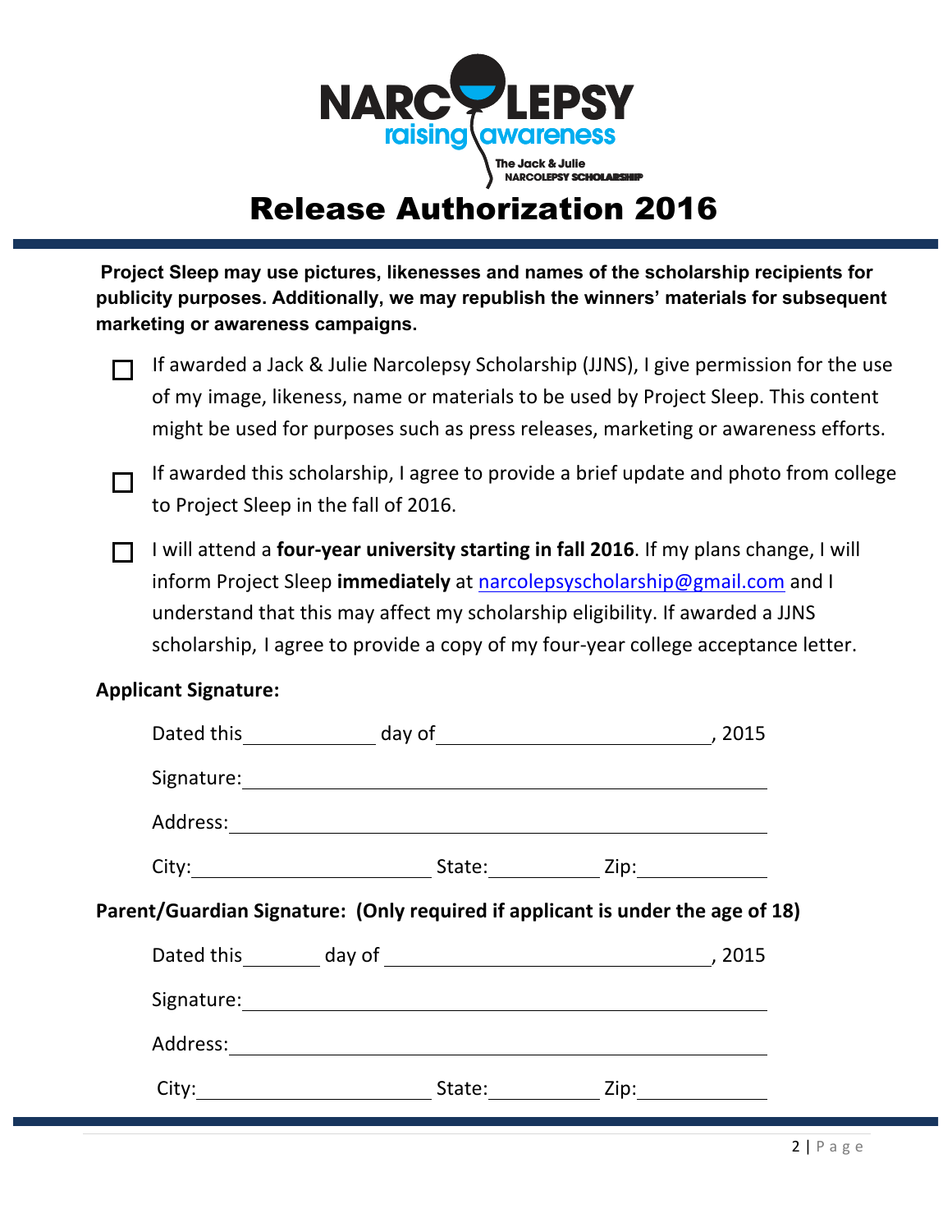NARCOLEPSY raising awareness

The Jack & Julie NARCOLEPSY SCHOLARSHIP

# Release Authorization 2016

**Project Sleep may use pictures, likenesses and names of the scholarship recipients for publicity purposes. Additionally, we may republish the winners' materials for subsequent marketing or awareness campaigns.**

- ☐ If awarded a Jack & Julie Narcolepsy Scholarship (JJNS), I give permission for the use of my image, likeness, name or materials to be used by Project Sleep. This content might be used for purposes such as press releases, marketing or awareness efforts.

- ☐ If awarded this scholarship, I agree to provide a brief update and photo from college to Project Sleep in the fall of 2016.

- ☐ I will attend a **four-year university starting in fall 2016**. If my plans change, I will inform Project Sleep **immediately** at narcolepsyscholarship@gmail.com and I understand that this may affect my scholarship eligibility. If awarded a JJNS scholarship, I agree to provide a copy of my four-year college acceptance letter.

**Applicant Signature:**

Dated this ____________ day of __________________________, 2015

Signature: ____________________________________________

Address: _____________________________________________

City: ____________________ State: __________ Zip: ___________

**Parent/Guardian Signature: (Only required if applicant is under the age of 18)**

Dated this ________ day of ______________________________, 2015

Signature: ____________________________________________

Address: _____________________________________________

City: ____________________ State: __________ Zip: ___________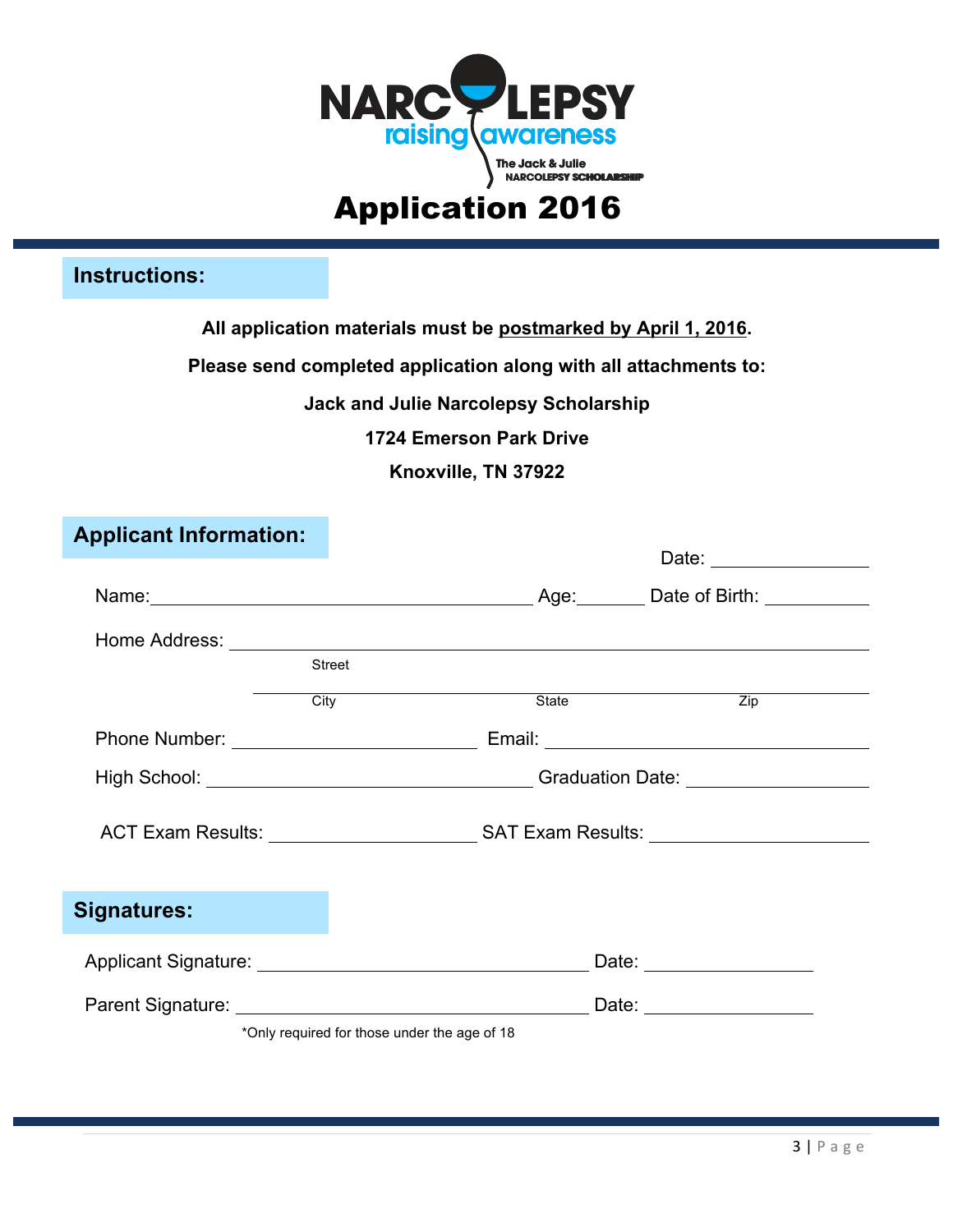# NARCOLEPSY

raising awareness

The Jack & Julie NARCOLEPSY SCHOLARSHIP

# Application 2016

## Instructions:

**All application materials must be postmarked by April 1, 2016.**

**Please send completed application along with all attachments to:**

**Jack and Julie Narcolepsy Scholarship**

**1724 Emerson Park Drive**

**Knoxville, TN 37922**

## Applicant Information:

Date: ________________

Name: ______________________________________ Age: _______ Date of Birth: __________

Home Address: ______________________________________________________________

Street

______________________________________________________________

City State Zip

Phone Number: ________________________ Email: ________________________________

High School: ________________________________ Graduation Date: _________________

ACT Exam Results: ____________________ SAT Exam Results: _____________________

## Signatures:

Applicant Signature: ________________________________ Date: ________________

Parent Signature: __________________________________ Date: ________________

*Only required for those under the age of 18